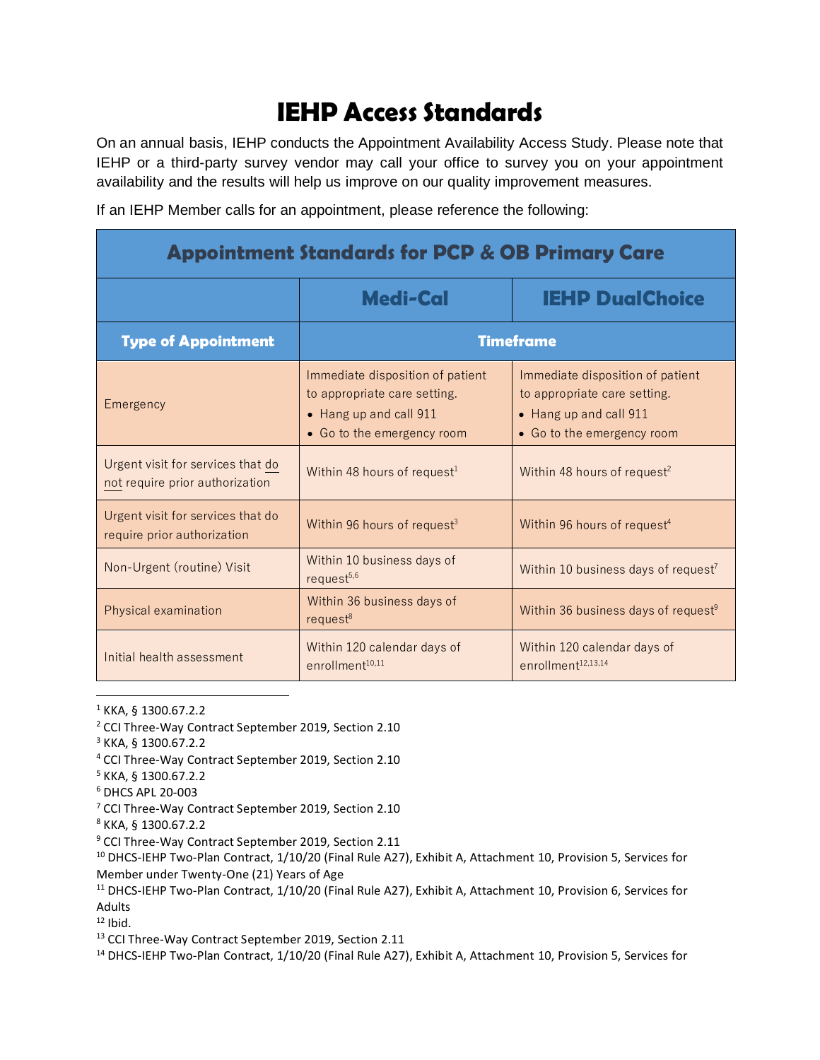# IEHP Access Standards

On an annual basis, IEHP conducts the Appointment Availability Access Study. Please note that IEHP or a third-party survey vendor may call your office to survey you on your appointment availability and the results will help us improve on our quality improvement measures.

If an IEHP Member calls for an appointment, please reference the following:

| Appointment Standards for PCP & OB Primary Care | | |
|---|---|---|
| | **Medi-Cal** | **IEHP DualChoice** |
| **Type of Appointment** | **Timeframe** | |
| Emergency | Immediate disposition of patient to appropriate care setting.<br>• Hang up and call 911<br>• Go to the emergency room | Immediate disposition of patient to appropriate care setting.<br>• Hang up and call 911<br>• Go to the emergency room |
| Urgent visit for services that <u>do not</u> require prior authorization | Within 48 hours of request[1] | Within 48 hours of request[2] |
| Urgent visit for services that do require prior authorization | Within 96 hours of request[3] | Within 96 hours of request[4] |
| Non-Urgent (routine) Visit | Within 10 business days of request[5,6] | Within 10 business days of request[7] |
| Physical examination | Within 36 business days of request[8] | Within 36 business days of request[9] |
| Initial health assessment | Within 120 calendar days of enrollment[10,11] | Within 120 calendar days of enrollment[12,13,14] |

---

[1] KKA, § 1300.67.2.2

[2] CCI Three-Way Contract September 2019, Section 2.10

[3] KKA, § 1300.67.2.2

[4] CCI Three-Way Contract September 2019, Section 2.10

[5] KKA, § 1300.67.2.2

[6] DHCS APL 20-003

[7] CCI Three-Way Contract September 2019, Section 2.10

[8] KKA, § 1300.67.2.2

[9] CCI Three-Way Contract September 2019, Section 2.11

[10] DHCS-IEHP Two-Plan Contract, 1/10/20 (Final Rule A27), Exhibit A, Attachment 10, Provision 5, Services for Member under Twenty-One (21) Years of Age

[11] DHCS-IEHP Two-Plan Contract, 1/10/20 (Final Rule A27), Exhibit A, Attachment 10, Provision 6, Services for Adults

[12] Ibid.

[13] CCI Three-Way Contract September 2019, Section 2.11

[14] DHCS-IEHP Two-Plan Contract, 1/10/20 (Final Rule A27), Exhibit A, Attachment 10, Provision 5, Services for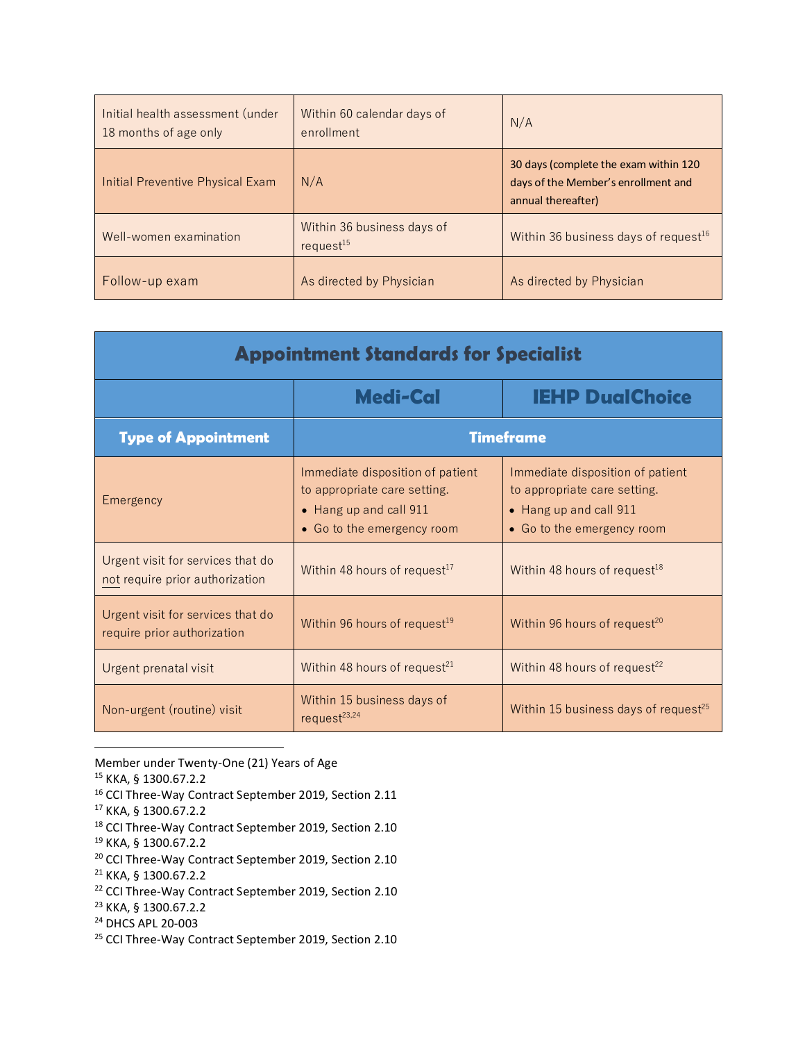| Initial health assessment (under 18 months of age only | Within 60 calendar days of enrollment | N/A |
|---|---|---|
| Initial Preventive Physical Exam | N/A | 30 days (complete the exam within 120 days of the Member's enrollment and annual thereafter) |
| Well-women examination | Within 36 business days of request[15] | Within 36 business days of request[16] |
| Follow-up exam | As directed by Physician | As directed by Physician |

| Appointment Standards for Specialist | | |
|---|---|---|
| | **Medi-Cal** | **IEHP DualChoice** |
| **Type of Appointment** | **Timeframe** | |
| Emergency | Immediate disposition of patient to appropriate care setting.<br>• Hang up and call 911<br>• Go to the emergency room | Immediate disposition of patient to appropriate care setting.<br>• Hang up and call 911<br>• Go to the emergency room |
| Urgent visit for services that do <u>not</u> require prior authorization | Within 48 hours of request[17] | Within 48 hours of request[18] |
| Urgent visit for services that do require prior authorization | Within 96 hours of request[19] | Within 96 hours of request[20] |
| Urgent prenatal visit | Within 48 hours of request[21] | Within 48 hours of request[22] |
| Non-urgent (routine) visit | Within 15 business days of request[23,24] | Within 15 business days of request[25] |

Member under Twenty-One (21) Years of Age

[15] KKA, § 1300.67.2.2

[16] CCI Three-Way Contract September 2019, Section 2.11

[17] KKA, § 1300.67.2.2

[18] CCI Three-Way Contract September 2019, Section 2.10

[19] KKA, § 1300.67.2.2

[20] CCI Three-Way Contract September 2019, Section 2.10

[21] KKA, § 1300.67.2.2

[22] CCI Three-Way Contract September 2019, Section 2.10

[23] KKA, § 1300.67.2.2

[24] DHCS APL 20-003

[25] CCI Three-Way Contract September 2019, Section 2.10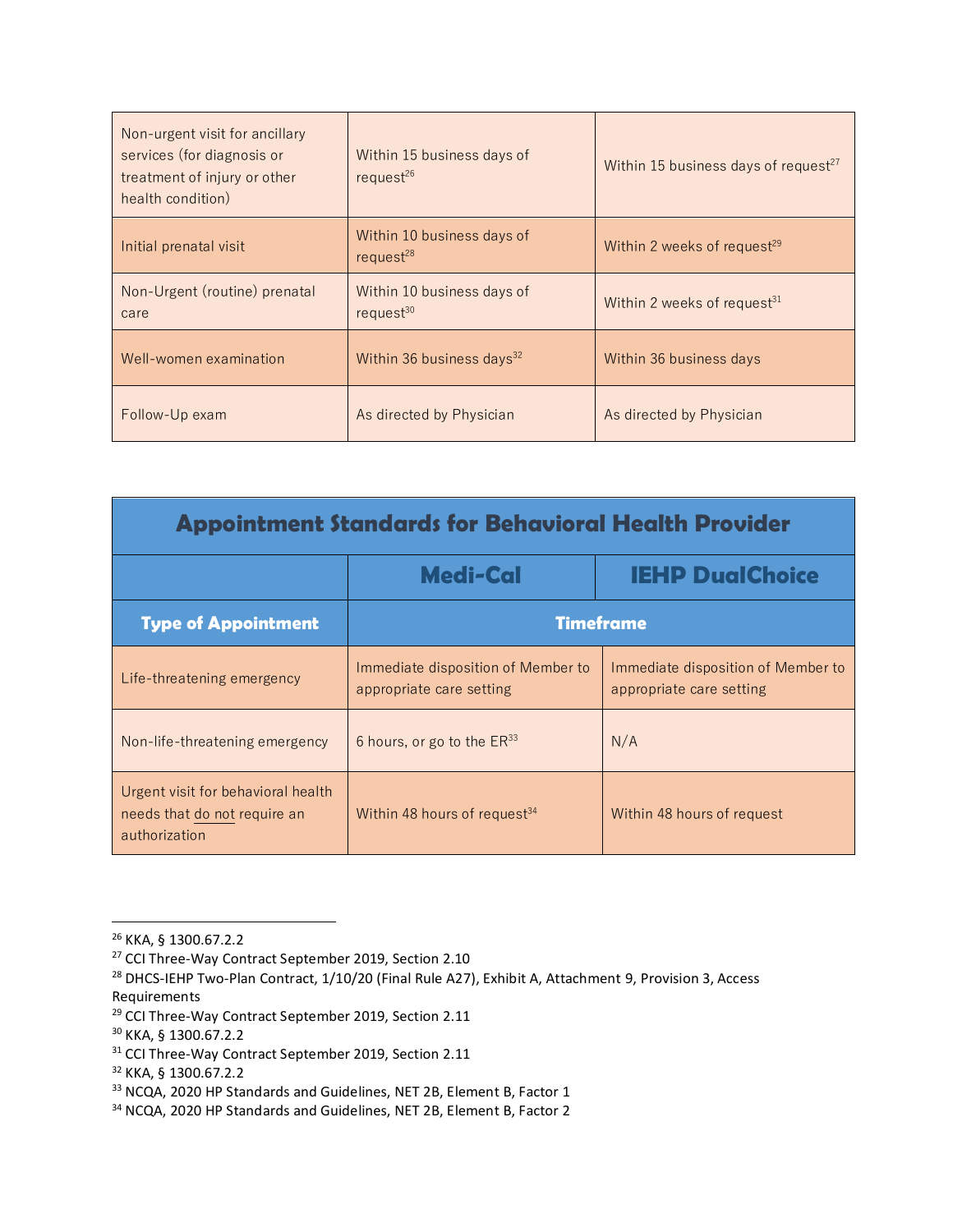| Non-urgent visit for ancillary services (for diagnosis or treatment of injury or other health condition) | Within 15 business days of request[26] | Within 15 business days of request[27] |
|---|---|---|
| Initial prenatal visit | Within 10 business days of request[28] | Within 2 weeks of request[29] |
| Non-Urgent (routine) prenatal care | Within 10 business days of request[30] | Within 2 weeks of request[31] |
| Well-women examination | Within 36 business days[32] | Within 36 business days |
| Follow-Up exam | As directed by Physician | As directed by Physician |

| **Appointment Standards for Behavioral Health Provider** | | |
|---|---|---|
| | **Medi-Cal** | **IEHP DualChoice** |
| **Type of Appointment** | **Timeframe** | |
| Life-threatening emergency | Immediate disposition of Member to appropriate care setting | Immediate disposition of Member to appropriate care setting |
| Non-life-threatening emergency | 6 hours, or go to the ER[33] | N/A |
| Urgent visit for behavioral health needs that do not require an authorization | Within 48 hours of request[34] | Within 48 hours of request |

---

[26] KKA, § 1300.67.2.2

[27] CCI Three-Way Contract September 2019, Section 2.10

[28] DHCS-IEHP Two-Plan Contract, 1/10/20 (Final Rule A27), Exhibit A, Attachment 9, Provision 3, Access Requirements

[29] CCI Three-Way Contract September 2019, Section 2.11

[30] KKA, § 1300.67.2.2

[31] CCI Three-Way Contract September 2019, Section 2.11

[32] KKA, § 1300.67.2.2

[33] NCQA, 2020 HP Standards and Guidelines, NET 2B, Element B, Factor 1

[34] NCQA, 2020 HP Standards and Guidelines, NET 2B, Element B, Factor 2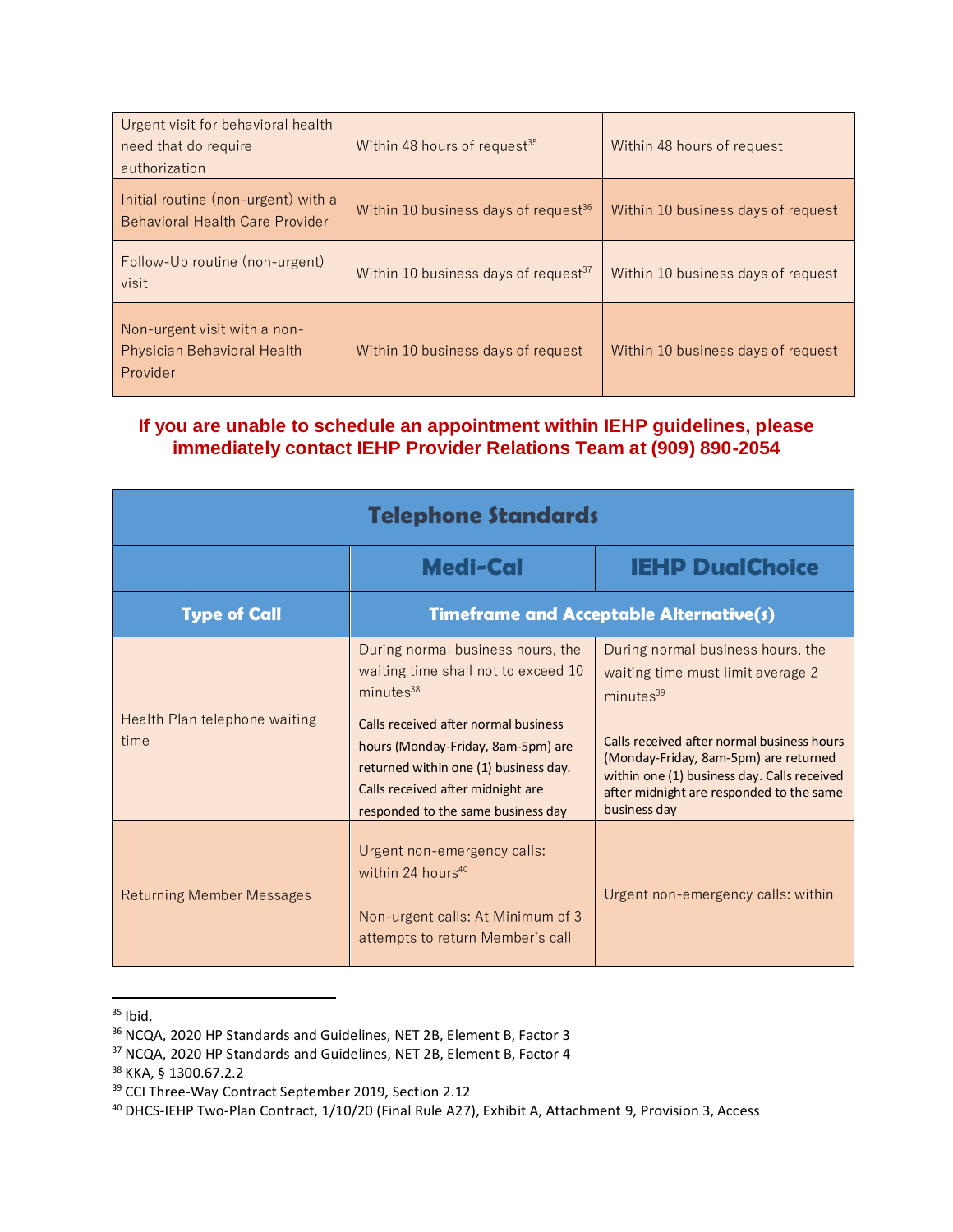| | | |
|---|---|---|
| Urgent visit for behavioral health need that do require authorization | Within 48 hours of request[35] | Within 48 hours of request |
| Initial routine (non-urgent) with a Behavioral Health Care Provider | Within 10 business days of request[36] | Within 10 business days of request |
| Follow-Up routine (non-urgent) visit | Within 10 business days of request[37] | Within 10 business days of request |
| Non-urgent visit with a non-Physician Behavioral Health Provider | Within 10 business days of request | Within 10 business days of request |

**If you are unable to schedule an appointment within IEHP guidelines, please immediately contact IEHP Provider Relations Team at (909) 890-2054**

| Telephone Standards | | |
|---|---|---|
| | **Medi-Cal** | **IEHP DualChoice** |
| **Type of Call** | **Timeframe and Acceptable Alternative(s)** | |
| Health Plan telephone waiting time | During normal business hours, the waiting time shall not to exceed 10 minutes[38]<br><br>Calls received after normal business hours (Monday-Friday, 8am-5pm) are returned within one (1) business day. Calls received after midnight are responded to the same business day | During normal business hours, the waiting time must limit average 2 minutes[39]<br><br>Calls received after normal business hours (Monday-Friday, 8am-5pm) are returned within one (1) business day. Calls received after midnight are responded to the same business day |
| Returning Member Messages | Urgent non-emergency calls: within 24 hours[40]<br><br>Non-urgent calls: At Minimum of 3 attempts to return Member's call | Urgent non-emergency calls: within |

[35] Ibid.
[36] NCQA, 2020 HP Standards and Guidelines, NET 2B, Element B, Factor 3
[37] NCQA, 2020 HP Standards and Guidelines, NET 2B, Element B, Factor 4
[38] KKA, § 1300.67.2.2
[39] CCI Three-Way Contract September 2019, Section 2.12
[40] DHCS-IEHP Two-Plan Contract, 1/10/20 (Final Rule A27), Exhibit A, Attachment 9, Provision 3, Access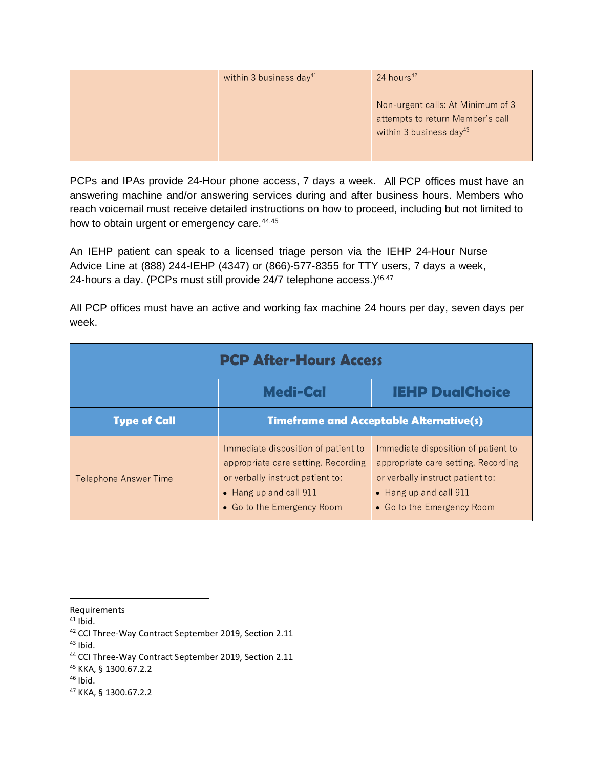| | | |
|---|---|---|
| | within 3 business day[41] | 24 hours[42]<br><br>Non-urgent calls: At Minimum of 3 attempts to return Member's call within 3 business day[43] |

PCPs and IPAs provide 24-Hour phone access, 7 days a week. All PCP offices must have an answering machine and/or answering services during and after business hours. Members who reach voicemail must receive detailed instructions on how to proceed, including but not limited to how to obtain urgent or emergency care.[44,45]

An IEHP patient can speak to a licensed triage person via the IEHP 24-Hour Nurse Advice Line at (888) 244-IEHP (4347) or (866)-577-8355 for TTY users, 7 days a week, 24-hours a day. (PCPs must still provide 24/7 telephone access.)[46,47]

All PCP offices must have an active and working fax machine 24 hours per day, seven days per week.

| **PCP After-Hours Access** | | |
|---|---|---|
| | **Medi-Cal** | **IEHP DualChoice** |
| **Type of Call** | **Timeframe and Acceptable Alternative(s)** | |
| Telephone Answer Time | Immediate disposition of patient to appropriate care setting. Recording or verbally instruct patient to:<br>• Hang up and call 911<br>• Go to the Emergency Room | Immediate disposition of patient to appropriate care setting. Recording or verbally instruct patient to:<br>• Hang up and call 911<br>• Go to the Emergency Room |

---

Requirements

[41] Ibid.

[42] CCI Three-Way Contract September 2019, Section 2.11

[43] Ibid.

[44] CCI Three-Way Contract September 2019, Section 2.11

[45] KKA, § 1300.67.2.2

[46] Ibid.

[47] KKA, § 1300.67.2.2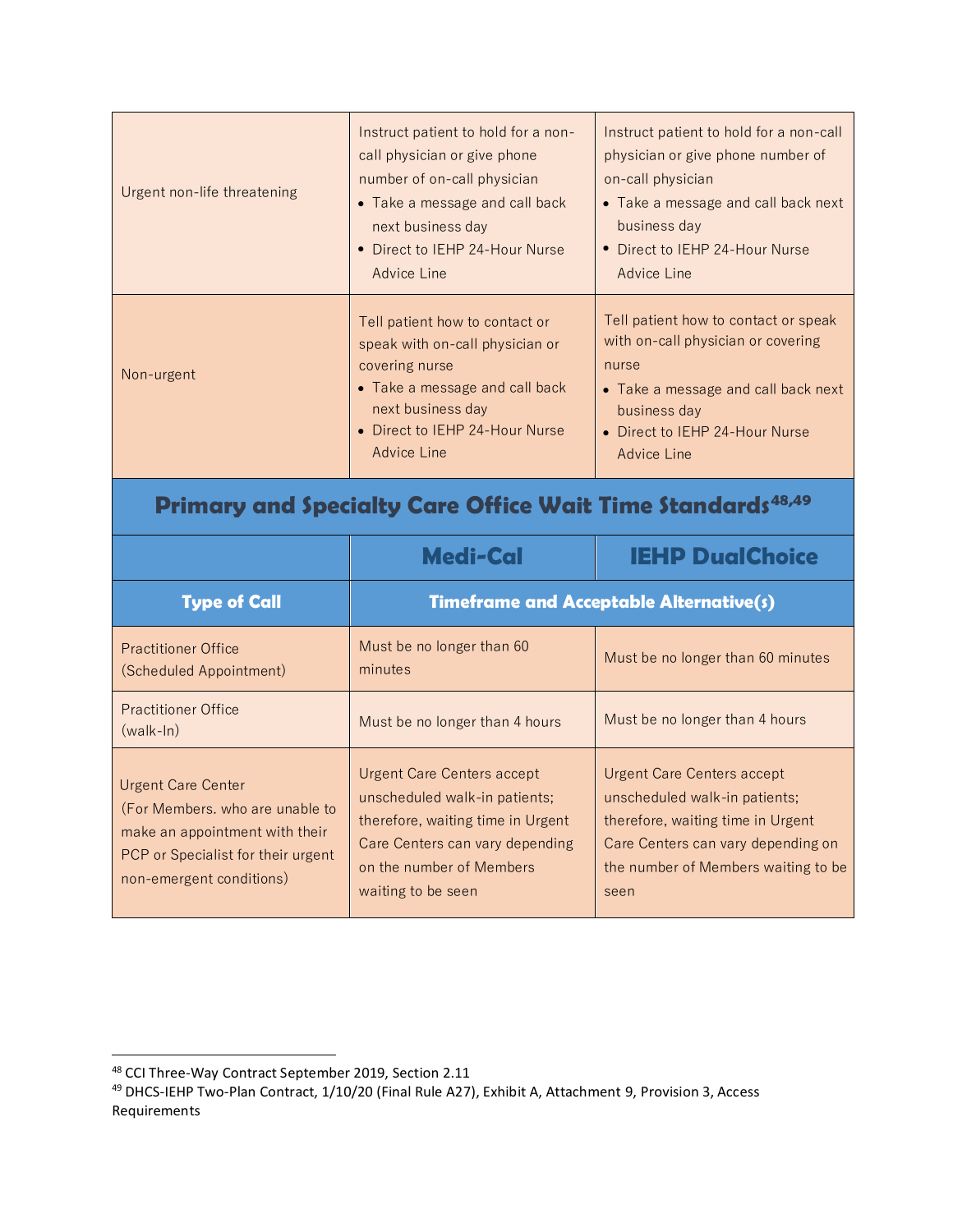| | | |
|---|---|---|
| Urgent non-life threatening | Instruct patient to hold for a non-call physician or give phone number of on-call physician<br>• Take a message and call back next business day<br>• Direct to IEHP 24-Hour Nurse Advice Line | Instruct patient to hold for a non-call physician or give phone number of on-call physician<br>• Take a message and call back next business day<br>• Direct to IEHP 24-Hour Nurse Advice Line |
| Non-urgent | Tell patient how to contact or speak with on-call physician or covering nurse<br>• Take a message and call back next business day<br>• Direct to IEHP 24-Hour Nurse Advice Line | Tell patient how to contact or speak with on-call physician or covering nurse<br>• Take a message and call back next business day<br>• Direct to IEHP 24-Hour Nurse Advice Line |

## Primary and Specialty Care Office Wait Time Standards[48,49]

| | Medi-Cal | IEHP DualChoice |
|---|---|---|
| **Type of Call** | **Timeframe and Acceptable Alternative(s)** | |
| Practitioner Office (Scheduled Appointment) | Must be no longer than 60 minutes | Must be no longer than 60 minutes |
| Practitioner Office (walk-In) | Must be no longer than 4 hours | Must be no longer than 4 hours |
| Urgent Care Center (For Members. who are unable to make an appointment with their PCP or Specialist for their urgent non-emergent conditions) | Urgent Care Centers accept unscheduled walk-in patients; therefore, waiting time in Urgent Care Centers can vary depending on the number of Members waiting to be seen | Urgent Care Centers accept unscheduled walk-in patients; therefore, waiting time in Urgent Care Centers can vary depending on the number of Members waiting to be seen |

[48] CCI Three-Way Contract September 2019, Section 2.11

[49] DHCS-IEHP Two-Plan Contract, 1/10/20 (Final Rule A27), Exhibit A, Attachment 9, Provision 3, Access Requirements